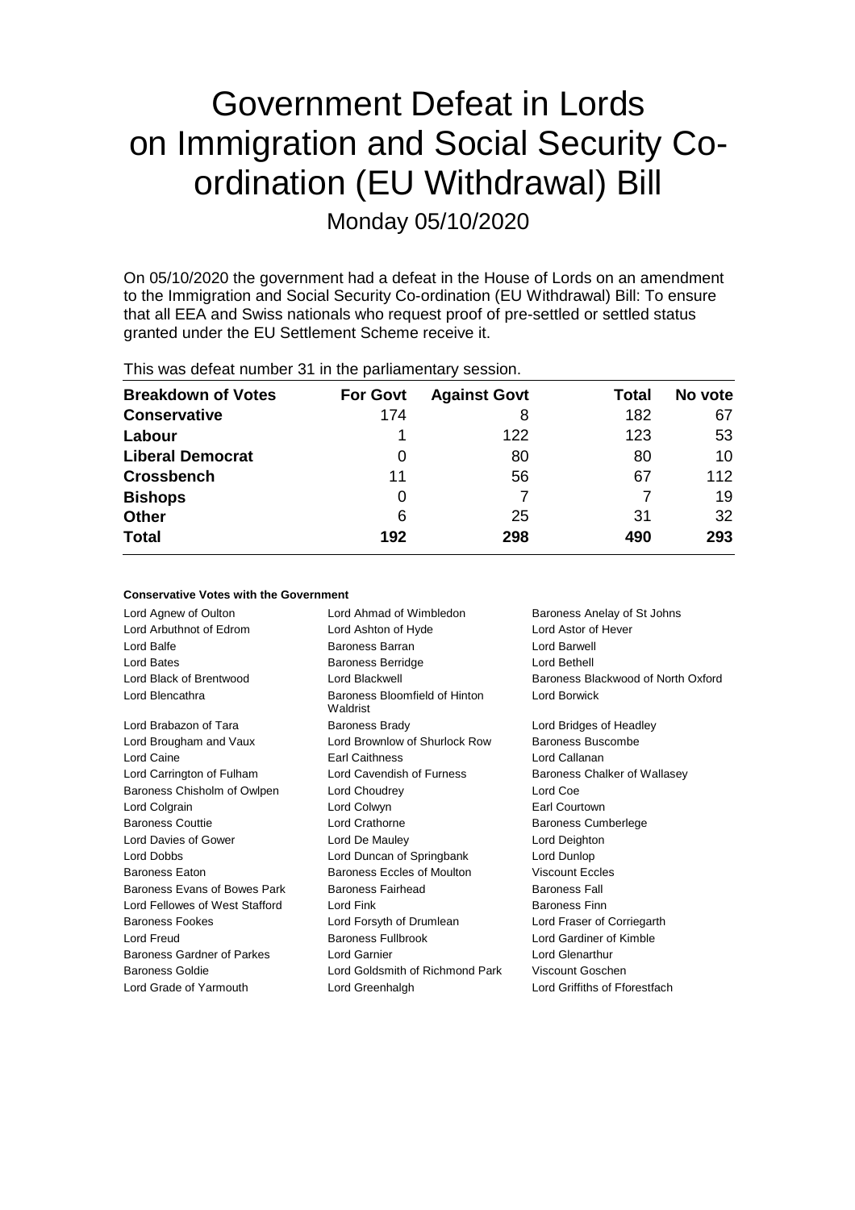# Government Defeat in Lords on Immigration and Social Security Co-ordination (EU Withdrawal) Bill

## Monday 05/10/2020

On 05/10/2020 the government had a defeat in the House of Lords on an amendment to the Immigration and Social Security Co-ordination (EU Withdrawal) Bill: To ensure that all EEA and Swiss nationals who request proof of pre-settled or settled status granted under the EU Settlement Scheme receive it.

This was defeat number 31 in the parliamentary session.

| Breakdown of Votes | For Govt | Against Govt | Total | No vote |
|---|---|---|---|---|
| **Conservative** | 174 | 8 | 182 | 67 |
| **Labour** | 1 | 122 | 123 | 53 |
| **Liberal Democrat** | 0 | 80 | 80 | 10 |
| **Crossbench** | 11 | 56 | 67 | 112 |
| **Bishops** | 0 | 7 | 7 | 19 |
| **Other** | 6 | 25 | 31 | 32 |
| **Total** | **192** | **298** | **490** | **293** |

### Conservative Votes with the Government

| | | |
|---|---|---|
| Lord Agnew of Oulton | Lord Ahmad of Wimbledon | Baroness Anelay of St Johns |
| Lord Arbuthnot of Edrom | Lord Ashton of Hyde | Lord Astor of Hever |
| Lord Balfe | Baroness Barran | Lord Barwell |
| Lord Bates | Baroness Berridge | Lord Bethell |
| Lord Black of Brentwood | Lord Blackwell | Baroness Blackwood of North Oxford |
| Lord Blencathra | Baroness Bloomfield of Hinton Waldrist | Lord Borwick |
| Lord Brabazon of Tara | Baroness Brady | Lord Bridges of Headley |
| Lord Brougham and Vaux | Lord Brownlow of Shurlock Row | Baroness Buscombe |
| Lord Caine | Earl Caithness | Lord Callanan |
| Lord Carrington of Fulham | Lord Cavendish of Furness | Baroness Chalker of Wallasey |
| Baroness Chisholm of Owlpen | Lord Choudrey | Lord Coe |
| Lord Colgrain | Lord Colwyn | Earl Courtown |
| Baroness Couttie | Lord Crathorne | Baroness Cumberlege |
| Lord Davies of Gower | Lord De Mauley | Lord Deighton |
| Lord Dobbs | Lord Duncan of Springbank | Lord Dunlop |
| Baroness Eaton | Baroness Eccles of Moulton | Viscount Eccles |
| Baroness Evans of Bowes Park | Baroness Fairhead | Baroness Fall |
| Lord Fellowes of West Stafford | Lord Fink | Baroness Finn |
| Baroness Fookes | Lord Forsyth of Drumlean | Lord Fraser of Corriegarth |
| Lord Freud | Baroness Fullbrook | Lord Gardiner of Kimble |
| Baroness Gardner of Parkes | Lord Garnier | Lord Glenarthur |
| Baroness Goldie | Lord Goldsmith of Richmond Park | Viscount Goschen |
| Lord Grade of Yarmouth | Lord Greenhalgh | Lord Griffiths of Fforestfach |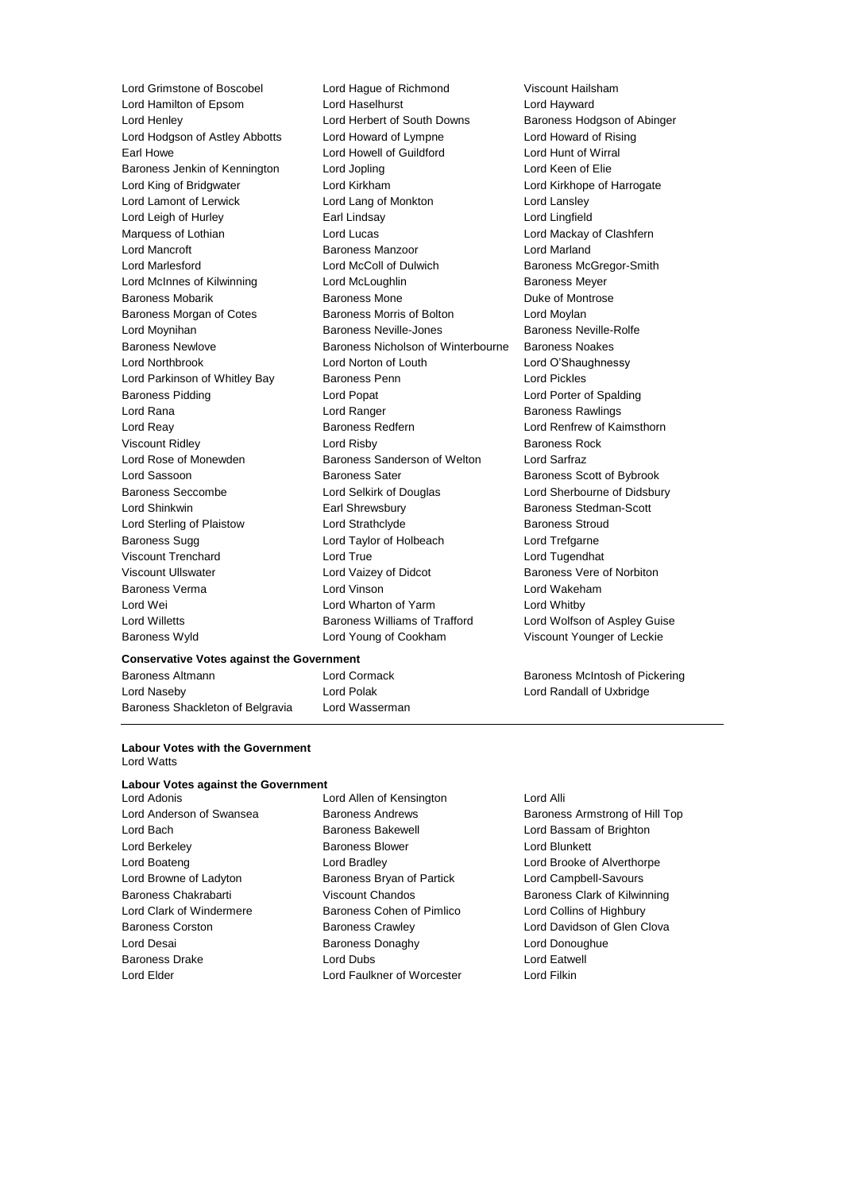Lord Grimstone of Boscobel
Lord Hague of Richmond
Viscount Hailsham
Lord Hamilton of Epsom
Lord Haselhurst
Lord Hayward
Lord Henley
Lord Herbert of South Downs
Baroness Hodgson of Abinger
Lord Hodgson of Astley Abbotts
Lord Howard of Lympne
Lord Howard of Rising
Earl Howe
Lord Howell of Guildford
Lord Hunt of Wirral
Baroness Jenkin of Kennington
Lord Jopling
Lord Keen of Elie
Lord King of Bridgwater
Lord Kirkham
Lord Kirkhope of Harrogate
Lord Lamont of Lerwick
Lord Lang of Monkton
Lord Lansley
Lord Leigh of Hurley
Earl Lindsay
Lord Lingfield
Marquess of Lothian
Lord Lucas
Lord Mackay of Clashfern
Lord Mancroft
Baroness Manzoor
Lord Marland
Lord Marlesford
Lord McColl of Dulwich
Baroness McGregor-Smith
Lord McInnes of Kilwinning
Lord McLoughlin
Baroness Meyer
Baroness Mobarik
Baroness Mone
Duke of Montrose
Baroness Morgan of Cotes
Baroness Morris of Bolton
Lord Moylan
Lord Moynihan
Baroness Neville-Jones
Baroness Neville-Rolfe
Baroness Newlove
Baroness Nicholson of Winterbourne
Baroness Noakes
Lord Northbrook
Lord Norton of Louth
Lord O'Shaughnessy
Lord Parkinson of Whitley Bay
Baroness Penn
Lord Pickles
Baroness Pidding
Lord Popat
Lord Porter of Spalding
Lord Rana
Lord Ranger
Baroness Rawlings
Lord Reay
Baroness Redfern
Lord Renfrew of Kaimsthorn
Viscount Ridley
Lord Risby
Baroness Rock
Lord Rose of Monewden
Baroness Sanderson of Welton
Lord Sarfraz
Lord Sassoon
Baroness Sater
Baroness Scott of Bybrook
Baroness Seccombe
Lord Selkirk of Douglas
Lord Sherbourne of Didsbury
Lord Shinkwin
Earl Shrewsbury
Baroness Stedman-Scott
Lord Sterling of Plaistow
Lord Strathclyde
Baroness Stroud
Baroness Sugg
Lord Taylor of Holbeach
Lord Trefgarne
Viscount Trenchard
Lord True
Lord Tugendhat
Viscount Ullswater
Lord Vaizey of Didcot
Baroness Vere of Norbiton
Baroness Verma
Lord Vinson
Lord Wakeham
Lord Wei
Lord Wharton of Yarm
Lord Whitby
Lord Willetts
Baroness Williams of Trafford
Lord Wolfson of Aspley Guise
Baroness Wyld
Lord Young of Cookham
Viscount Younger of Leckie

**Conservative Votes against the Government**

Baroness Altmann
Lord Cormack
Baroness McIntosh of Pickering
Lord Naseby
Lord Polak
Lord Randall of Uxbridge
Baroness Shackleton of Belgravia
Lord Wasserman

---

**Labour Votes with the Government**

Lord Watts

**Labour Votes against the Government**

Lord Adonis
Lord Allen of Kensington
Lord Alli
Lord Anderson of Swansea
Baroness Andrews
Baroness Armstrong of Hill Top
Lord Bach
Baroness Bakewell
Lord Bassam of Brighton
Lord Berkeley
Baroness Blower
Lord Blunkett
Lord Boateng
Lord Bradley
Lord Brooke of Alverthorpe
Lord Browne of Ladyton
Baroness Bryan of Partick
Lord Campbell-Savours
Baroness Chakrabarti
Viscount Chandos
Baroness Clark of Kilwinning
Lord Clark of Windermere
Baroness Cohen of Pimlico
Lord Collins of Highbury
Baroness Corston
Baroness Crawley
Lord Davidson of Glen Clova
Lord Desai
Baroness Donaghy
Lord Donoughue
Baroness Drake
Lord Dubs
Lord Eatwell
Lord Elder
Lord Faulkner of Worcester
Lord Filkin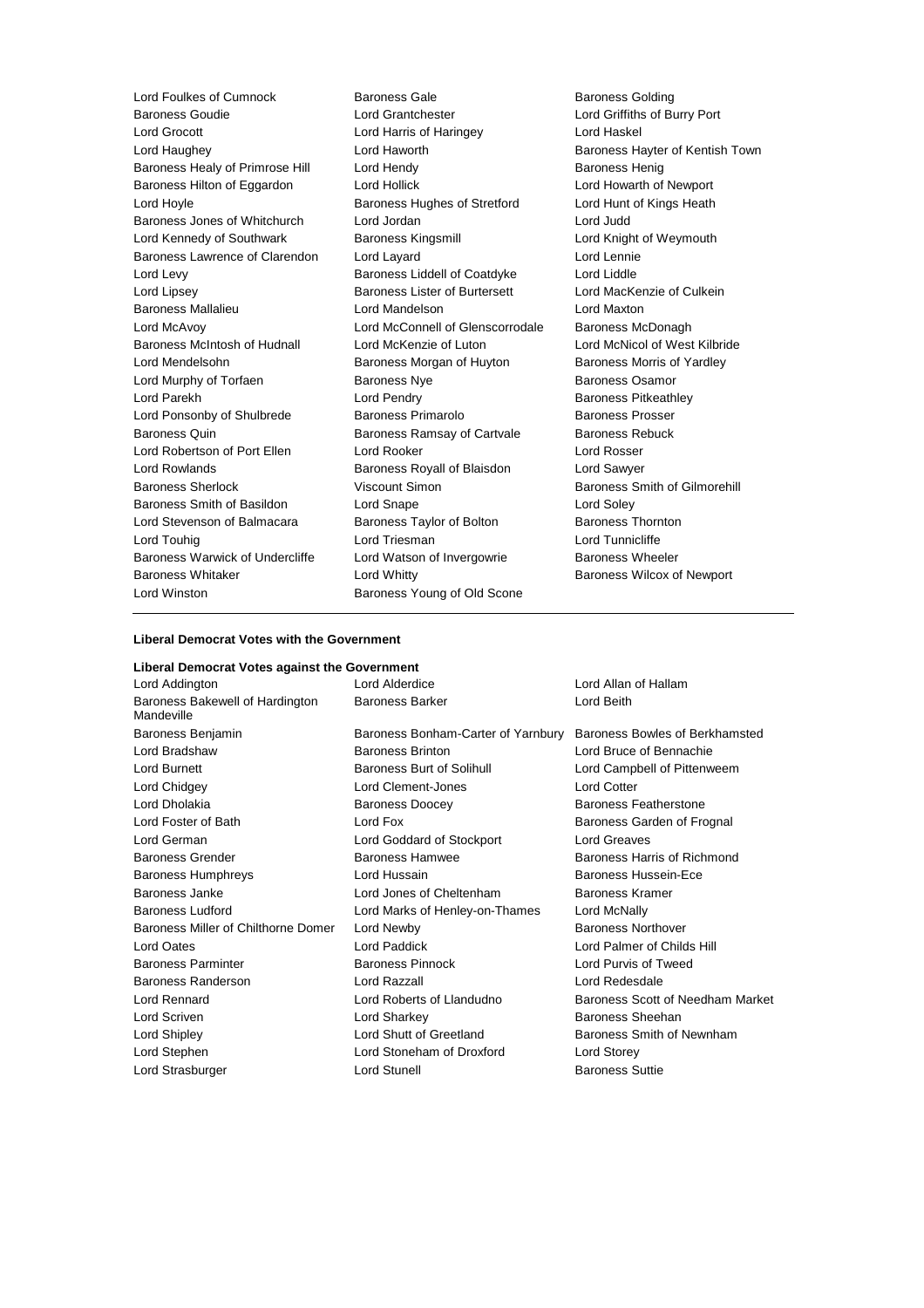Lord Foulkes of Cumnock
Baroness Gale
Baroness Golding
Baroness Goudie
Lord Grantchester
Lord Griffiths of Burry Port
Lord Grocott
Lord Harris of Haringey
Lord Haskel
Lord Haughey
Lord Haworth
Baroness Hayter of Kentish Town
Baroness Healy of Primrose Hill
Lord Hendy
Baroness Henig
Baroness Hilton of Eggardon
Lord Hollick
Lord Howarth of Newport
Lord Hoyle
Baroness Hughes of Stretford
Lord Hunt of Kings Heath
Baroness Jones of Whitchurch
Lord Jordan
Lord Judd
Lord Kennedy of Southwark
Baroness Kingsmill
Lord Knight of Weymouth
Baroness Lawrence of Clarendon
Lord Layard
Lord Lennie
Lord Levy
Baroness Liddell of Coatdyke
Lord Liddle
Lord Lipsey
Baroness Lister of Burtersett
Lord MacKenzie of Culkein
Baroness Mallalieu
Lord Mandelson
Lord Maxton
Lord McAvoy
Lord McConnell of Glenscorrodale
Baroness McDonagh
Baroness McIntosh of Hudnall
Lord McKenzie of Luton
Lord McNicol of West Kilbride
Lord Mendelsohn
Baroness Morgan of Huyton
Baroness Morris of Yardley
Lord Murphy of Torfaen
Baroness Nye
Baroness Osamor
Lord Parekh
Lord Pendry
Baroness Pitkeathley
Lord Ponsonby of Shulbrede
Baroness Primarolo
Baroness Prosser
Baroness Quin
Baroness Ramsay of Cartvale
Baroness Rebuck
Lord Robertson of Port Ellen
Lord Rooker
Lord Rosser
Lord Rowlands
Baroness Royall of Blaisdon
Lord Sawyer
Baroness Sherlock
Viscount Simon
Baroness Smith of Gilmorehill
Baroness Smith of Basildon
Lord Snape
Lord Soley
Lord Stevenson of Balmacara
Baroness Taylor of Bolton
Baroness Thornton
Lord Touhig
Lord Triesman
Lord Tunnicliffe
Baroness Warwick of Undercliffe
Lord Watson of Invergowrie
Baroness Wheeler
Baroness Whitaker
Lord Whitty
Baroness Wilcox of Newport
Lord Winston
Baroness Young of Old Scone

**Liberal Democrat Votes with the Government**

**Liberal Democrat Votes against the Government**

Lord Addington
Lord Alderdice
Lord Allan of Hallam
Baroness Bakewell of Hardington Mandeville
Baroness Barker
Lord Beith
Baroness Benjamin
Baroness Bonham-Carter of Yarnbury
Baroness Bowles of Berkhamsted
Lord Bradshaw
Baroness Brinton
Lord Bruce of Bennachie
Lord Burnett
Baroness Burt of Solihull
Lord Campbell of Pittenweem
Lord Chidgey
Lord Clement-Jones
Lord Cotter
Lord Dholakia
Baroness Doocey
Baroness Featherstone
Lord Foster of Bath
Lord Fox
Baroness Garden of Frognal
Lord German
Lord Goddard of Stockport
Lord Greaves
Baroness Grender
Baroness Hamwee
Baroness Harris of Richmond
Baroness Humphreys
Lord Hussain
Baroness Hussein-Ece
Baroness Janke
Lord Jones of Cheltenham
Baroness Kramer
Baroness Ludford
Lord Marks of Henley-on-Thames
Lord McNally
Baroness Miller of Chilthorne Domer
Lord Newby
Baroness Northover
Lord Oates
Lord Paddick
Lord Palmer of Childs Hill
Baroness Parminter
Baroness Pinnock
Lord Purvis of Tweed
Baroness Randerson
Lord Razzall
Lord Redesdale
Lord Rennard
Lord Roberts of Llandudno
Baroness Scott of Needham Market
Lord Scriven
Lord Sharkey
Baroness Sheehan
Lord Shipley
Lord Shutt of Greetland
Baroness Smith of Newnham
Lord Stephen
Lord Stoneham of Droxford
Lord Storey
Lord Strasburger
Lord Stunell
Baroness Suttie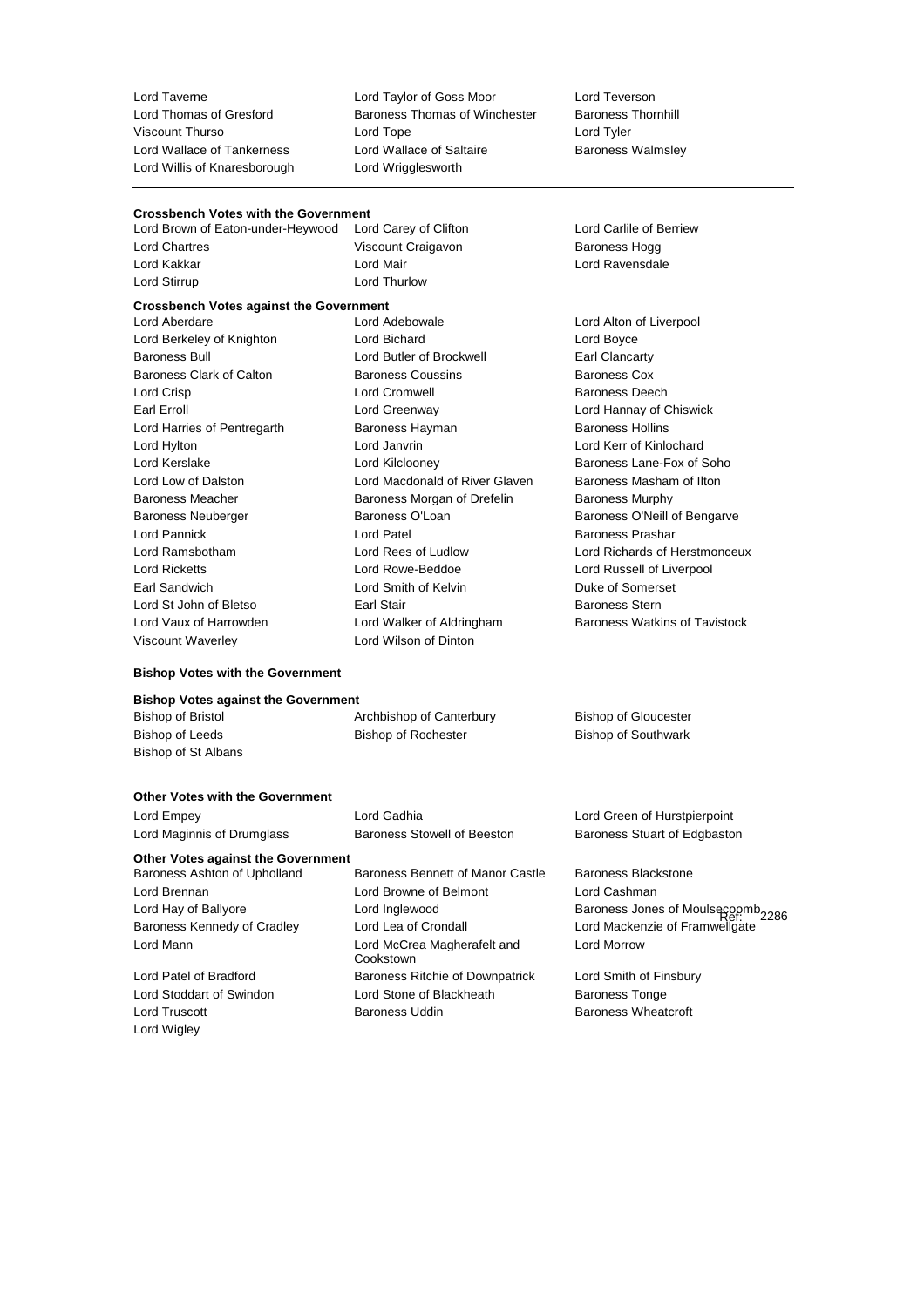Lord Taverne
Lord Taylor of Goss Moor
Lord Teverson
Lord Thomas of Gresford
Baroness Thomas of Winchester
Baroness Thornhill
Viscount Thurso
Lord Tope
Lord Tyler
Lord Wallace of Tankerness
Lord Wallace of Saltaire
Baroness Walmsley
Lord Willis of Knaresborough
Lord Wrigglesworth

### Crossbench Votes with the Government

Lord Brown of Eaton-under-Heywood
Lord Carey of Clifton
Lord Carlile of Berriew
Lord Chartres
Viscount Craigavon
Baroness Hogg
Lord Kakkar
Lord Mair
Lord Ravensdale
Lord Stirrup
Lord Thurlow

### Crossbench Votes against the Government

Lord Aberdare
Lord Adebowale
Lord Alton of Liverpool
Lord Berkeley of Knighton
Lord Bichard
Lord Boyce
Baroness Bull
Lord Butler of Brockwell
Earl Clancarty
Baroness Clark of Calton
Baroness Coussins
Baroness Cox
Lord Crisp
Lord Cromwell
Baroness Deech
Earl Erroll
Lord Greenway
Lord Hannay of Chiswick
Lord Harries of Pentregarth
Baroness Hayman
Baroness Hollins
Lord Hylton
Lord Janvrin
Lord Kerr of Kinlochard
Lord Kerslake
Lord Kilclooney
Baroness Lane-Fox of Soho
Lord Low of Dalston
Lord Macdonald of River Glaven
Baroness Masham of Ilton
Baroness Meacher
Baroness Morgan of Drefelin
Baroness Murphy
Baroness Neuberger
Baroness O'Loan
Baroness O'Neill of Bengarve
Lord Pannick
Lord Patel
Baroness Prashar
Lord Ramsbotham
Lord Rees of Ludlow
Lord Richards of Herstmonceux
Lord Ricketts
Lord Rowe-Beddoe
Lord Russell of Liverpool
Earl Sandwich
Lord Smith of Kelvin
Duke of Somerset
Lord St John of Bletso
Earl Stair
Baroness Stern
Lord Vaux of Harrowden
Lord Walker of Aldringham
Baroness Watkins of Tavistock
Viscount Waverley
Lord Wilson of Dinton

### Bishop Votes with the Government

### Bishop Votes against the Government

Bishop of Bristol
Archbishop of Canterbury
Bishop of Gloucester
Bishop of Leeds
Bishop of Rochester
Bishop of Southwark
Bishop of St Albans

### Other Votes with the Government

Lord Empey
Lord Gadhia
Lord Green of Hurstpierpoint
Lord Maginnis of Drumglass
Baroness Stowell of Beeston
Baroness Stuart of Edgbaston

### Other Votes against the Government

Baroness Ashton of Upholland
Baroness Bennett of Manor Castle
Baroness Blackstone
Lord Brennan
Lord Browne of Belmont
Lord Cashman
Lord Hay of Ballyore
Lord Inglewood
Baroness Jones of Moulsecoomb
Baroness Kennedy of Cradley
Lord Lea of Crondall
Lord Mackenzie of Framwellgate
Lord Mann
Lord McCrea Magherafelt and Cookstown
Lord Morrow
Lord Patel of Bradford
Baroness Ritchie of Downpatrick
Lord Smith of Finsbury
Lord Stoddart of Swindon
Lord Stone of Blackheath
Baroness Tonge
Lord Truscott
Baroness Uddin
Baroness Wheatcroft
Lord Wigley

Ref: 2286